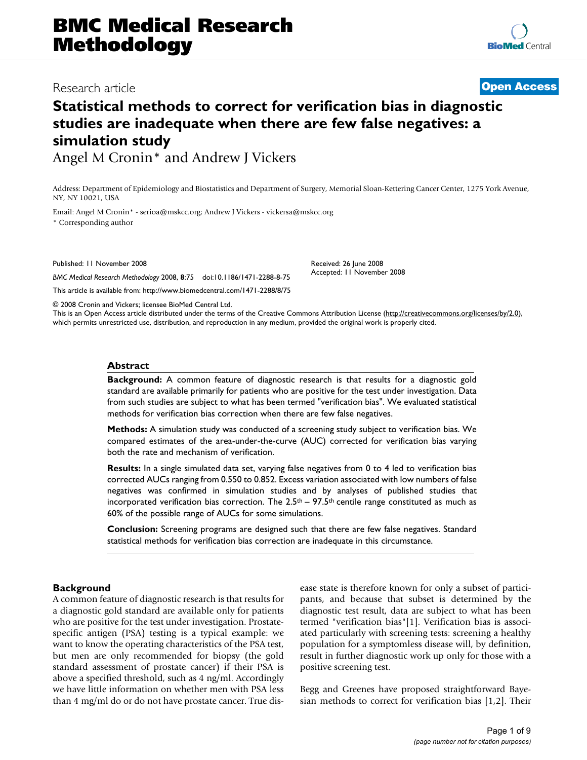# BMC Medical Research Methodology

Research article

**Open Access**

# Statistical methods to correct for verification bias in diagnostic studies are inadequate when there are few false negatives: a simulation study

Angel M Cronin* and Andrew J Vickers

Address: Department of Epidemiology and Biostatistics and Department of Surgery, Memorial Sloan-Kettering Cancer Center, 1275 York Avenue, NY, NY 10021, USA

Email: Angel M Cronin* - serioa@mskcc.org; Andrew J Vickers - vickersa@mskcc.org

* Corresponding author

Published: 11 November 2008

*BMC Medical Research Methodology* 2008, **8**:75 doi:10.1186/1471-2288-8-75

This article is available from: http://www.biomedcentral.com/1471-2288/8/75

Received: 26 June 2008
Accepted: 11 November 2008

© 2008 Cronin and Vickers; licensee BioMed Central Ltd.
This is an Open Access article distributed under the terms of the Creative Commons Attribution License (http://creativecommons.org/licenses/by/2.0), which permits unrestricted use, distribution, and reproduction in any medium, provided the original work is properly cited.

## Abstract

**Background:** A common feature of diagnostic research is that results for a diagnostic gold standard are available primarily for patients who are positive for the test under investigation. Data from such studies are subject to what has been termed "verification bias". We evaluated statistical methods for verification bias correction when there are few false negatives.

**Methods:** A simulation study was conducted of a screening study subject to verification bias. We compared estimates of the area-under-the-curve (AUC) corrected for verification bias varying both the rate and mechanism of verification.

**Results:** In a single simulated data set, varying false negatives from 0 to 4 led to verification bias corrected AUCs ranging from 0.550 to 0.852. Excess variation associated with low numbers of false negatives was confirmed in simulation studies and by analyses of published studies that incorporated verification bias correction. The 2.5th – 97.5th centile range constituted as much as 60% of the possible range of AUCs for some simulations.

**Conclusion:** Screening programs are designed such that there are few false negatives. Standard statistical methods for verification bias correction are inadequate in this circumstance.

## Background

A common feature of diagnostic research is that results for a diagnostic gold standard are available only for patients who are positive for the test under investigation. Prostate-specific antigen (PSA) testing is a typical example: we want to know the operating characteristics of the PSA test, but men are only recommended for biopsy (the gold standard assessment of prostate cancer) if their PSA is above a specified threshold, such as 4 ng/ml. Accordingly we have little information on whether men with PSA less than 4 mg/ml do or do not have prostate cancer. True disease state is therefore known for only a subset of participants, and because that subset is determined by the diagnostic test result, data are subject to what has been termed "verification bias"[1]. Verification bias is associated particularly with screening tests: screening a healthy population for a symptomless disease will, by definition, result in further diagnostic work up only for those with a positive screening test.

Begg and Greenes have proposed straightforward Bayesian methods to correct for verification bias [1,2]. Their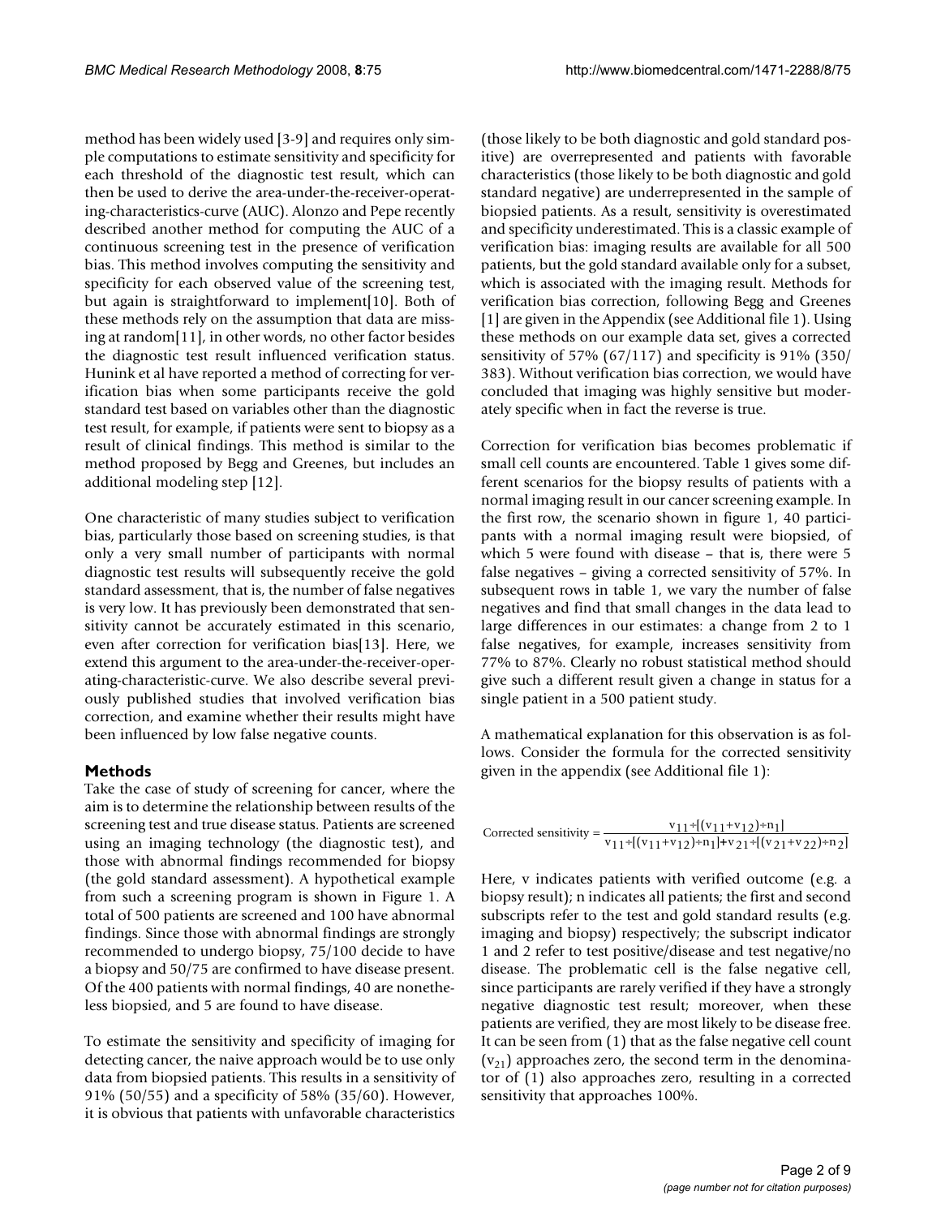method has been widely used [3-9] and requires only simple computations to estimate sensitivity and specificity for each threshold of the diagnostic test result, which can then be used to derive the area-under-the-receiver-operating-characteristics-curve (AUC). Alonzo and Pepe recently described another method for computing the AUC of a continuous screening test in the presence of verification bias. This method involves computing the sensitivity and specificity for each observed value of the screening test, but again is straightforward to implement[10]. Both of these methods rely on the assumption that data are missing at random[11], in other words, no other factor besides the diagnostic test result influenced verification status. Hunink et al have reported a method of correcting for verification bias when some participants receive the gold standard test based on variables other than the diagnostic test result, for example, if patients were sent to biopsy as a result of clinical findings. This method is similar to the method proposed by Begg and Greenes, but includes an additional modeling step [12].

One characteristic of many studies subject to verification bias, particularly those based on screening studies, is that only a very small number of participants with normal diagnostic test results will subsequently receive the gold standard assessment, that is, the number of false negatives is very low. It has previously been demonstrated that sensitivity cannot be accurately estimated in this scenario, even after correction for verification bias[13]. Here, we extend this argument to the area-under-the-receiver-operating-characteristic-curve. We also describe several previously published studies that involved verification bias correction, and examine whether their results might have been influenced by low false negative counts.

## Methods

Take the case of study of screening for cancer, where the aim is to determine the relationship between results of the screening test and true disease status. Patients are screened using an imaging technology (the diagnostic test), and those with abnormal findings recommended for biopsy (the gold standard assessment). A hypothetical example from such a screening program is shown in Figure 1. A total of 500 patients are screened and 100 have abnormal findings. Since those with abnormal findings are strongly recommended to undergo biopsy, 75/100 decide to have a biopsy and 50/75 are confirmed to have disease present. Of the 400 patients with normal findings, 40 are nonetheless biopsied, and 5 are found to have disease.

To estimate the sensitivity and specificity of imaging for detecting cancer, the naive approach would be to use only data from biopsied patients. This results in a sensitivity of 91% (50/55) and a specificity of 58% (35/60). However, it is obvious that patients with unfavorable characteristics (those likely to be both diagnostic and gold standard positive) are overrepresented and patients with favorable characteristics (those likely to be both diagnostic and gold standard negative) are underrepresented in the sample of biopsied patients. As a result, sensitivity is overestimated and specificity underestimated. This is a classic example of verification bias: imaging results are available for all 500 patients, but the gold standard available only for a subset, which is associated with the imaging result. Methods for verification bias correction, following Begg and Greenes [1] are given in the Appendix (see Additional file 1). Using these methods on our example data set, gives a corrected sensitivity of 57% (67/117) and specificity is 91% (350/383). Without verification bias correction, we would have concluded that imaging was highly sensitive but moderately specific when in fact the reverse is true.

Correction for verification bias becomes problematic if small cell counts are encountered. Table 1 gives some different scenarios for the biopsy results of patients with a normal imaging result in our cancer screening example. In the first row, the scenario shown in figure 1, 40 participants with a normal imaging result were biopsied, of which 5 were found with disease – that is, there were 5 false negatives – giving a corrected sensitivity of 57%. In subsequent rows in table 1, we vary the number of false negatives and find that small changes in the data lead to large differences in our estimates: a change from 2 to 1 false negatives, for example, increases sensitivity from 77% to 87%. Clearly no robust statistical method should give such a different result given a change in status for a single patient in a 500 patient study.

A mathematical explanation for this observation is as follows. Consider the formula for the corrected sensitivity given in the appendix (see Additional file 1):

$$\text{Corrected sensitivity} = \frac{v_{11} \div [(v_{11} + v_{12}) \div n_1]}{v_{11} \div [(v_{11} + v_{12}) \div n_1] + v_{21} \div [(v_{21} + v_{22}) \div n_2]}$$

Here, v indicates patients with verified outcome (e.g. a biopsy result); n indicates all patients; the first and second subscripts refer to the test and gold standard results (e.g. imaging and biopsy) respectively; the subscript indicator 1 and 2 refer to test positive/disease and test negative/no disease. The problematic cell is the false negative cell, since participants are rarely verified if they have a strongly negative diagnostic test result; moreover, when these patients are verified, they are most likely to be disease free. It can be seen from (1) that as the false negative cell count ($v_{21}$) approaches zero, the second term in the denominator of (1) also approaches zero, resulting in a corrected sensitivity that approaches 100%.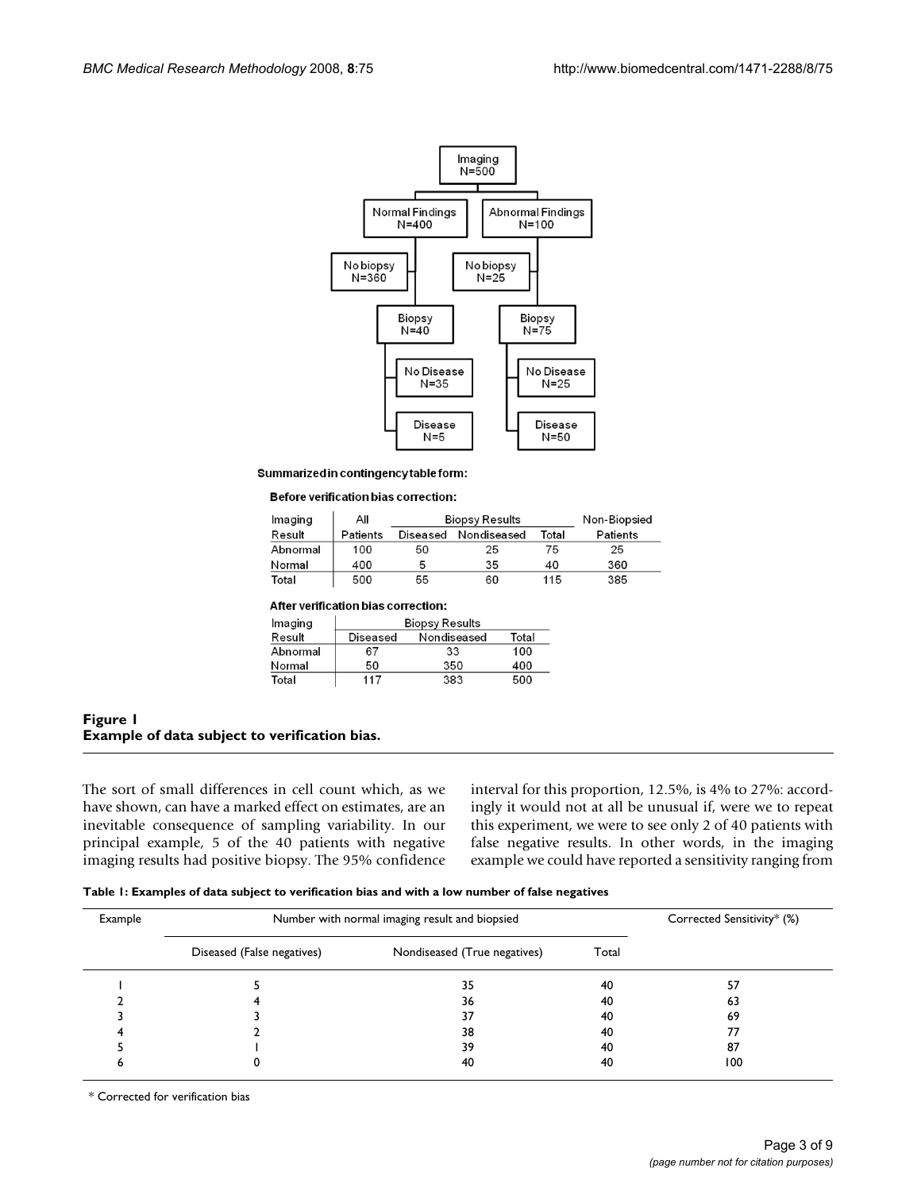Imaging N=500

Normal Findings N=400 — No biopsy N=360; Biopsy N=40 — No Disease N=35; Disease N=5

Abnormal Findings N=100 — No biopsy N=25; Biopsy N=75 — No Disease N=25; Disease N=50

**Summarized in contingency table form:**

**Before verification bias correction:**

| Imaging Result | All Patients | Biopsy Results | | | Non-Biopsied Patients |
|---|---|---|---|---|---|
| | | Diseased | Nondiseased | Total | |
| Abnormal | 100 | 50 | 25 | 75 | 25 |
| Normal | 400 | 5 | 35 | 40 | 360 |
| Total | 500 | 55 | 60 | 115 | 385 |

**After verification bias correction:**

| Imaging Result | Biopsy Results | | |
|---|---|---|---|
| | Diseased | Nondiseased | Total |
| Abnormal | 67 | 33 | 100 |
| Normal | 50 | 350 | 400 |
| Total | 117 | 383 | 500 |

**Figure 1**
**Example of data subject to verification bias.**

The sort of small differences in cell count which, as we have shown, can have a marked effect on estimates, are an inevitable consequence of sampling variability. In our principal example, 5 of the 40 patients with negative imaging results had positive biopsy. The 95% confidence interval for this proportion, 12.5%, is 4% to 27%: accordingly it would not at all be unusual if, were we to repeat this experiment, we were to see only 2 of 40 patients with false negative results. In other words, in the imaging example we could have reported a sensitivity ranging from

**Table 1: Examples of data subject to verification bias and with a low number of false negatives**

| Example | Number with normal imaging result and biopsied | | | Corrected Sensitivity* (%) |
|---|---|---|---|---|
| | Diseased (False negatives) | Nondiseased (True negatives) | Total | |
| 1 | 5 | 35 | 40 | 57 |
| 2 | 4 | 36 | 40 | 63 |
| 3 | 3 | 37 | 40 | 69 |
| 4 | 2 | 38 | 40 | 77 |
| 5 | 1 | 39 | 40 | 87 |
| 6 | 0 | 40 | 40 | 100 |

\* Corrected for verification bias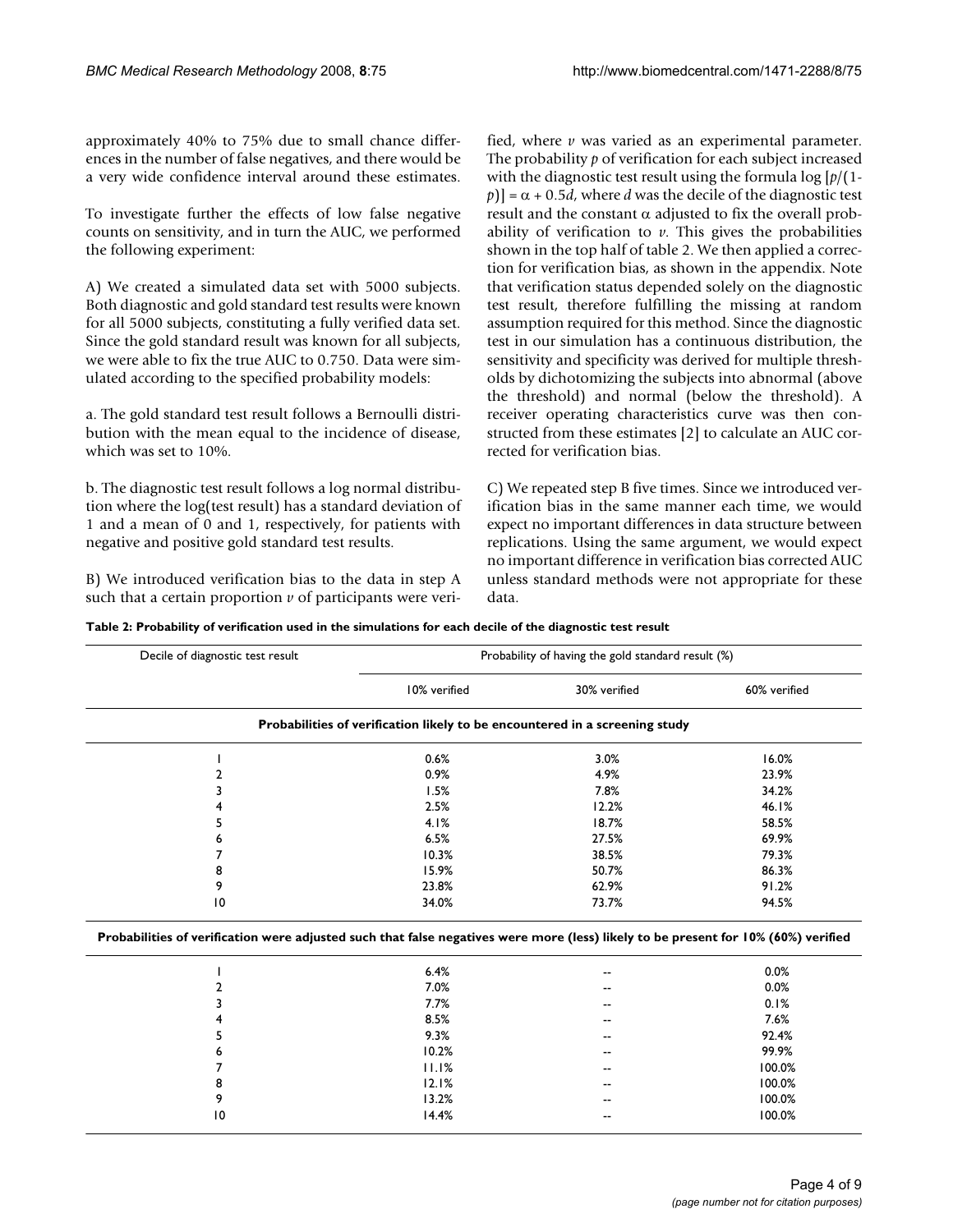approximately 40% to 75% due to small chance differences in the number of false negatives, and there would be a very wide confidence interval around these estimates.

To investigate further the effects of low false negative counts on sensitivity, and in turn the AUC, we performed the following experiment:

A) We created a simulated data set with 5000 subjects. Both diagnostic and gold standard test results were known for all 5000 subjects, constituting a fully verified data set. Since the gold standard result was known for all subjects, we were able to fix the true AUC to 0.750. Data were simulated according to the specified probability models:

a. The gold standard test result follows a Bernoulli distribution with the mean equal to the incidence of disease, which was set to 10%.

b. The diagnostic test result follows a log normal distribution where the log(test result) has a standard deviation of 1 and a mean of 0 and 1, respectively, for patients with negative and positive gold standard test results.

B) We introduced verification bias to the data in step A such that a certain proportion $v$ of participants were verified, where $v$ was varied as an experimental parameter. The probability $p$ of verification for each subject increased with the diagnostic test result using the formula $\log[p/(1-p)] = \alpha + 0.5d$, where $d$ was the decile of the diagnostic test result and the constant $\alpha$ adjusted to fix the overall probability of verification to $v$. This gives the probabilities shown in the top half of table 2. We then applied a correction for verification bias, as shown in the appendix. Note that verification status depended solely on the diagnostic test result, therefore fulfilling the missing at random assumption required for this method. Since the diagnostic test in our simulation has a continuous distribution, the sensitivity and specificity was derived for multiple thresholds by dichotomizing the subjects into abnormal (above the threshold) and normal (below the threshold). A receiver operating characteristics curve was then constructed from these estimates [2] to calculate an AUC corrected for verification bias.

C) We repeated step B five times. Since we introduced verification bias in the same manner each time, we would expect no important differences in data structure between replications. Using the same argument, we would expect no important difference in verification bias corrected AUC unless standard methods were not appropriate for these data.

**Table 2: Probability of verification used in the simulations for each decile of the diagnostic test result**

| Decile of diagnostic test result | Probability of having the gold standard result (%) | | |
|---|---|---|---|
| | 10% verified | 30% verified | 60% verified |
| **Probabilities of verification likely to be encountered in a screening study** | | | |
| 1 | 0.6% | 3.0% | 16.0% |
| 2 | 0.9% | 4.9% | 23.9% |
| 3 | 1.5% | 7.8% | 34.2% |
| 4 | 2.5% | 12.2% | 46.1% |
| 5 | 4.1% | 18.7% | 58.5% |
| 6 | 6.5% | 27.5% | 69.9% |
| 7 | 10.3% | 38.5% | 79.3% |
| 8 | 15.9% | 50.7% | 86.3% |
| 9 | 23.8% | 62.9% | 91.2% |
| 10 | 34.0% | 73.7% | 94.5% |
| **Probabilities of verification were adjusted such that false negatives were more (less) likely to be present for 10% (60%) verified** | | | |
| 1 | 6.4% | -- | 0.0% |
| 2 | 7.0% | -- | 0.0% |
| 3 | 7.7% | -- | 0.1% |
| 4 | 8.5% | -- | 7.6% |
| 5 | 9.3% | -- | 92.4% |
| 6 | 10.2% | -- | 99.9% |
| 7 | 11.1% | -- | 100.0% |
| 8 | 12.1% | -- | 100.0% |
| 9 | 13.2% | -- | 100.0% |
| 10 | 14.4% | -- | 100.0% |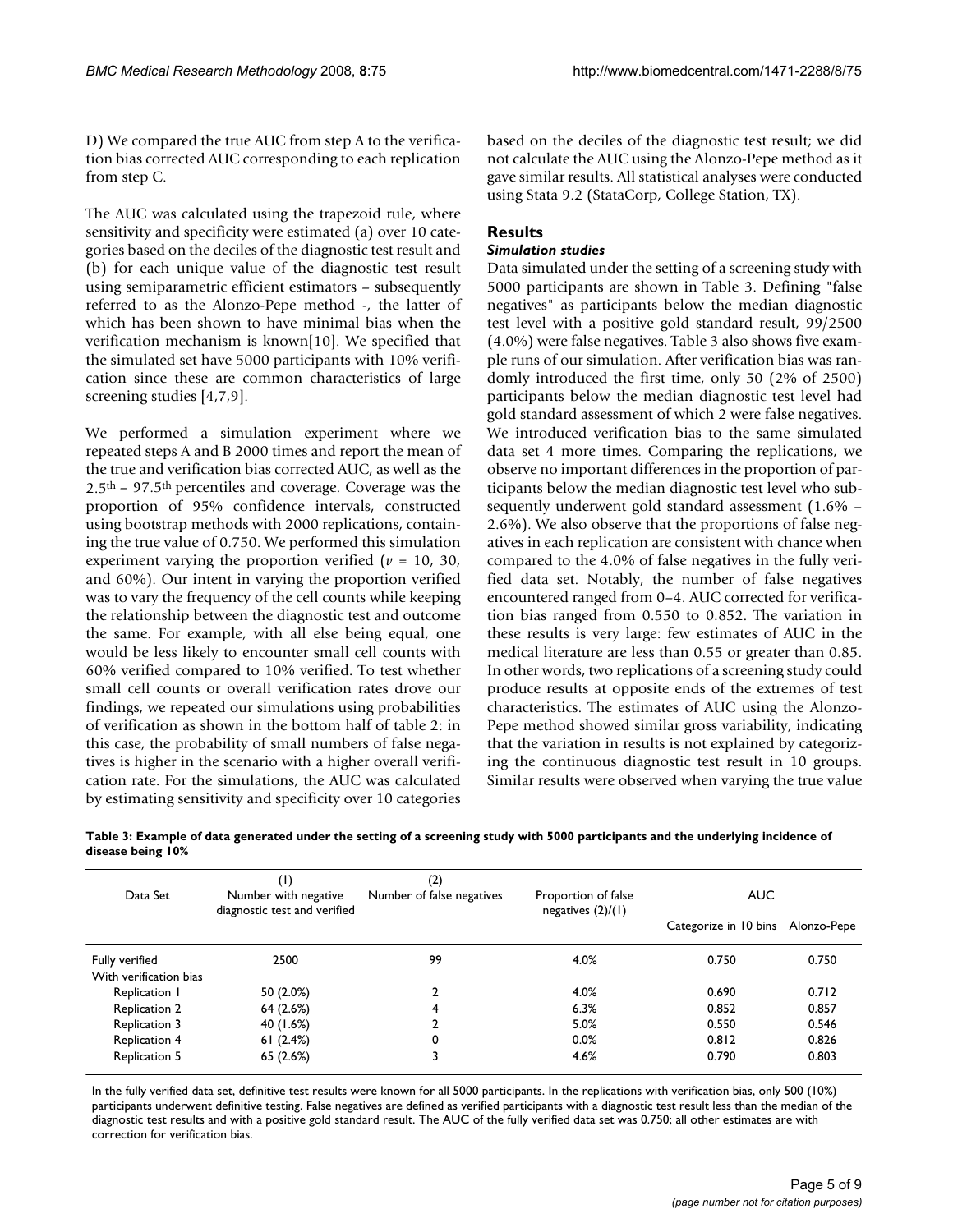D) We compared the true AUC from step A to the verification bias corrected AUC corresponding to each replication from step C.

The AUC was calculated using the trapezoid rule, where sensitivity and specificity were estimated (a) over 10 categories based on the deciles of the diagnostic test result and (b) for each unique value of the diagnostic test result using semiparametric efficient estimators – subsequently referred to as the Alonzo-Pepe method -, the latter of which has been shown to have minimal bias when the verification mechanism is known[10]. We specified that the simulated set have 5000 participants with 10% verification since these are common characteristics of large screening studies [4,7,9].

We performed a simulation experiment where we repeated steps A and B 2000 times and report the mean of the true and verification bias corrected AUC, as well as the $2.5^{th}$ – $97.5^{th}$ percentiles and coverage. Coverage was the proportion of 95% confidence intervals, constructed using bootstrap methods with 2000 replications, containing the true value of 0.750. We performed this simulation experiment varying the proportion verified ($v$ = 10, 30, and 60%). Our intent in varying the proportion verified was to vary the frequency of the cell counts while keeping the relationship between the diagnostic test and outcome the same. For example, with all else being equal, one would be less likely to encounter small cell counts with 60% verified compared to 10% verified. To test whether small cell counts or overall verification rates drove our findings, we repeated our simulations using probabilities of verification as shown in the bottom half of table 2: in this case, the probability of small numbers of false negatives is higher in the scenario with a higher overall verification rate. For the simulations, the AUC was calculated by estimating sensitivity and specificity over 10 categories based on the deciles of the diagnostic test result; we did not calculate the AUC using the Alonzo-Pepe method as it gave similar results. All statistical analyses were conducted using Stata 9.2 (StataCorp, College Station, TX).

## Results

### *Simulation studies*

Data simulated under the setting of a screening study with 5000 participants are shown in Table 3. Defining "false negatives" as participants below the median diagnostic test level with a positive gold standard result, 99/2500 (4.0%) were false negatives. Table 3 also shows five example runs of our simulation. After verification bias was randomly introduced the first time, only 50 (2% of 2500) participants below the median diagnostic test level had gold standard assessment of which 2 were false negatives. We introduced verification bias to the same simulated data set 4 more times. Comparing the replications, we observe no important differences in the proportion of participants below the median diagnostic test level who subsequently underwent gold standard assessment (1.6% – 2.6%). We also observe that the proportions of false negatives in each replication are consistent with chance when compared to the 4.0% of false negatives in the fully verified data set. Notably, the number of false negatives encountered ranged from 0–4. AUC corrected for verification bias ranged from 0.550 to 0.852. The variation in these results is very large: few estimates of AUC in the medical literature are less than 0.55 or greater than 0.85. In other words, two replications of a screening study could produce results at opposite ends of the extremes of test characteristics. The estimates of AUC using the Alonzo-Pepe method showed similar gross variability, indicating that the variation in results is not explained by categorizing the continuous diagnostic test result in 10 groups. Similar results were observed when varying the true value

**Table 3: Example of data generated under the setting of a screening study with 5000 participants and the underlying incidence of disease being 10%**

| Data Set | (1) Number with negative diagnostic test and verified | (2) Number of false negatives | Proportion of false negatives (2)/(1) | AUC | |
|---|---|---|---|---|---|
| | | | | Categorize in 10 bins | Alonzo-Pepe |
| Fully verified | 2500 | 99 | 4.0% | 0.750 | 0.750 |
| With verification bias | | | | | |
| Replication 1 | 50 (2.0%) | 2 | 4.0% | 0.690 | 0.712 |
| Replication 2 | 64 (2.6%) | 4 | 6.3% | 0.852 | 0.857 |
| Replication 3 | 40 (1.6%) | 2 | 5.0% | 0.550 | 0.546 |
| Replication 4 | 61 (2.4%) | 0 | 0.0% | 0.812 | 0.826 |
| Replication 5 | 65 (2.6%) | 3 | 4.6% | 0.790 | 0.803 |

In the fully verified data set, definitive test results were known for all 5000 participants. In the replications with verification bias, only 500 (10%) participants underwent definitive testing. False negatives are defined as verified participants with a diagnostic test result less than the median of the diagnostic test results and with a positive gold standard result. The AUC of the fully verified data set was 0.750; all other estimates are with correction for verification bias.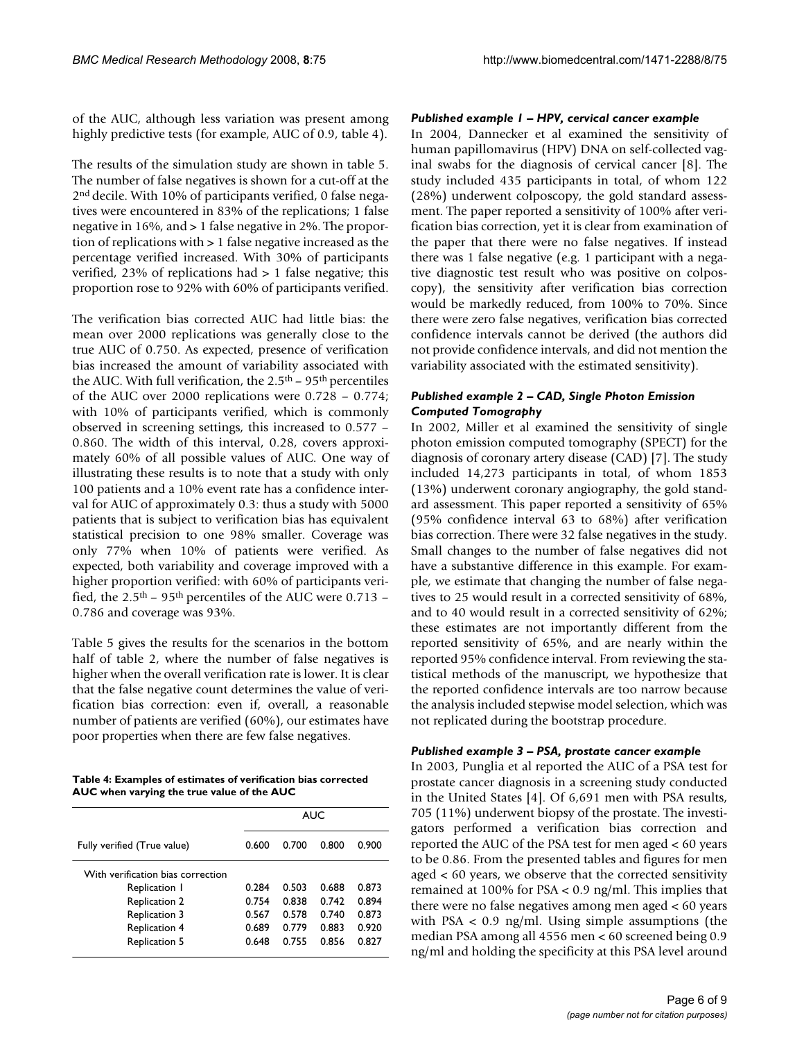of the AUC, although less variation was present among highly predictive tests (for example, AUC of 0.9, table 4).

The results of the simulation study are shown in table 5. The number of false negatives is shown for a cut-off at the 2nd decile. With 10% of participants verified, 0 false negatives were encountered in 83% of the replications; 1 false negative in 16%, and > 1 false negative in 2%. The proportion of replications with > 1 false negative increased as the percentage verified increased. With 30% of participants verified, 23% of replications had > 1 false negative; this proportion rose to 92% with 60% of participants verified.

The verification bias corrected AUC had little bias: the mean over 2000 replications was generally close to the true AUC of 0.750. As expected, presence of verification bias increased the amount of variability associated with the AUC. With full verification, the 2.5th – 95th percentiles of the AUC over 2000 replications were 0.728 – 0.774; with 10% of participants verified, which is commonly observed in screening settings, this increased to 0.577 – 0.860. The width of this interval, 0.28, covers approximately 60% of all possible values of AUC. One way of illustrating these results is to note that a study with only 100 patients and a 10% event rate has a confidence interval for AUC of approximately 0.3: thus a study with 5000 patients that is subject to verification bias has equivalent statistical precision to one 98% smaller. Coverage was only 77% when 10% of patients were verified. As expected, both variability and coverage improved with a higher proportion verified: with 60% of participants verified, the 2.5th – 95th percentiles of the AUC were 0.713 – 0.786 and coverage was 93%.

Table 5 gives the results for the scenarios in the bottom half of table 2, where the number of false negatives is higher when the overall verification rate is lower. It is clear that the false negative count determines the value of verification bias correction: even if, overall, a reasonable number of patients are verified (60%), our estimates have poor properties when there are few false negatives.

**Table 4: Examples of estimates of verification bias corrected AUC when varying the true value of the AUC**

| | AUC | | | |
|---|---|---|---|---|
| Fully verified (True value) | 0.600 | 0.700 | 0.800 | 0.900 |
| With verification bias correction | | | | |
| Replication 1 | 0.284 | 0.503 | 0.688 | 0.873 |
| Replication 2 | 0.754 | 0.838 | 0.742 | 0.894 |
| Replication 3 | 0.567 | 0.578 | 0.740 | 0.873 |
| Replication 4 | 0.689 | 0.779 | 0.883 | 0.920 |
| Replication 5 | 0.648 | 0.755 | 0.856 | 0.827 |

### *Published example 1 – HPV, cervical cancer example*

In 2004, Dannecker et al examined the sensitivity of human papillomavirus (HPV) DNA on self-collected vaginal swabs for the diagnosis of cervical cancer [8]. The study included 435 participants in total, of whom 122 (28%) underwent colposcopy, the gold standard assessment. The paper reported a sensitivity of 100% after verification bias correction, yet it is clear from examination of the paper that there were no false negatives. If instead there was 1 false negative (e.g. 1 participant with a negative diagnostic test result who was positive on colposcopy), the sensitivity after verification bias correction would be markedly reduced, from 100% to 70%. Since there were zero false negatives, verification bias corrected confidence intervals cannot be derived (the authors did not provide confidence intervals, and did not mention the variability associated with the estimated sensitivity).

### *Published example 2 – CAD, Single Photon Emission Computed Tomography*

In 2002, Miller et al examined the sensitivity of single photon emission computed tomography (SPECT) for the diagnosis of coronary artery disease (CAD) [7]. The study included 14,273 participants in total, of whom 1853 (13%) underwent coronary angiography, the gold standard assessment. This paper reported a sensitivity of 65% (95% confidence interval 63 to 68%) after verification bias correction. There were 32 false negatives in the study. Small changes to the number of false negatives did not have a substantive difference in this example. For example, we estimate that changing the number of false negatives to 25 would result in a corrected sensitivity of 68%, and to 40 would result in a corrected sensitivity of 62%; these estimates are not importantly different from the reported sensitivity of 65%, and are nearly within the reported 95% confidence interval. From reviewing the statistical methods of the manuscript, we hypothesize that the reported confidence intervals are too narrow because the analysis included stepwise model selection, which was not replicated during the bootstrap procedure.

### *Published example 3 – PSA, prostate cancer example*

In 2003, Punglia et al reported the AUC of a PSA test for prostate cancer diagnosis in a screening study conducted in the United States [4]. Of 6,691 men with PSA results, 705 (11%) underwent biopsy of the prostate. The investigators performed a verification bias correction and reported the AUC of the PSA test for men aged < 60 years to be 0.86. From the presented tables and figures for men aged < 60 years, we observe that the corrected sensitivity remained at 100% for PSA < 0.9 ng/ml. This implies that there were no false negatives among men aged < 60 years with PSA < 0.9 ng/ml. Using simple assumptions (the median PSA among all 4556 men < 60 screened being 0.9 ng/ml and holding the specificity at this PSA level around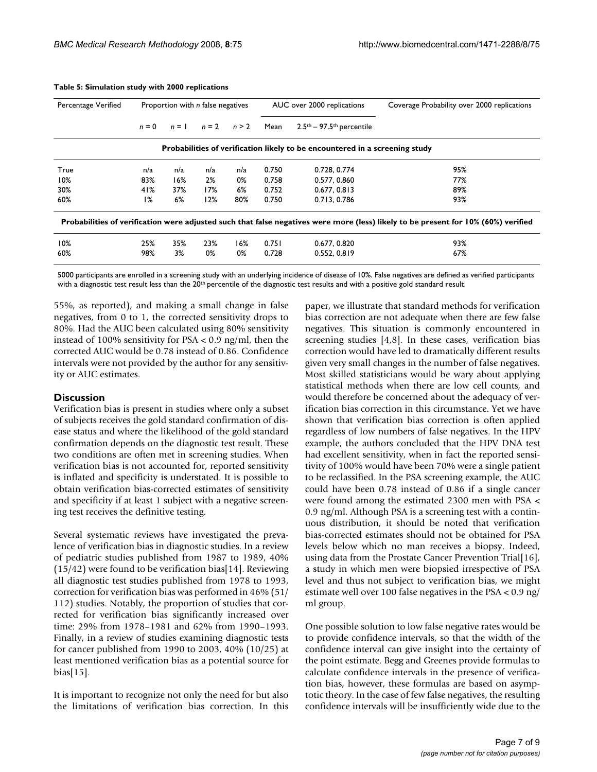**Table 5: Simulation study with 2000 replications**

| Percentage Verified | Proportion with *n* false negatives | | | | AUC over 2000 replications | | Coverage Probability over 2000 replications |
|---|---|---|---|---|---|---|---|
| | $n = 0$ | $n = 1$ | $n = 2$ | $n > 2$ | Mean | $2.5^{th} - 97.5^{th}$ percentile | |
| **Probabilities of verification likely to be encountered in a screening study** | | | | | | | |
| True | n/a | n/a | n/a | n/a | 0.750 | 0.728, 0.774 | 95% |
| 10% | 83% | 16% | 2% | 0% | 0.758 | 0.577, 0.860 | 77% |
| 30% | 41% | 37% | 17% | 6% | 0.752 | 0.677, 0.813 | 89% |
| 60% | 1% | 6% | 12% | 80% | 0.750 | 0.713, 0.786 | 93% |
| **Probabilities of verification were adjusted such that false negatives were more (less) likely to be present for 10% (60%) verified** | | | | | | | |
| 10% | 25% | 35% | 23% | 16% | 0.751 | 0.677, 0.820 | 93% |
| 60% | 98% | 3% | 0% | 0% | 0.728 | 0.552, 0.819 | 67% |

5000 participants are enrolled in a screening study with an underlying incidence of disease of 10%. False negatives are defined as verified participants with a diagnostic test result less than the 20th percentile of the diagnostic test results and with a positive gold standard result.

55%, as reported), and making a small change in false negatives, from 0 to 1, the corrected sensitivity drops to 80%. Had the AUC been calculated using 80% sensitivity instead of 100% sensitivity for PSA < 0.9 ng/ml, then the corrected AUC would be 0.78 instead of 0.86. Confidence intervals were not provided by the author for any sensitivity or AUC estimates.

## Discussion

Verification bias is present in studies where only a subset of subjects receives the gold standard confirmation of disease status and where the likelihood of the gold standard confirmation depends on the diagnostic test result. These two conditions are often met in screening studies. When verification bias is not accounted for, reported sensitivity is inflated and specificity is understated. It is possible to obtain verification bias-corrected estimates of sensitivity and specificity if at least 1 subject with a negative screening test receives the definitive testing.

Several systematic reviews have investigated the prevalence of verification bias in diagnostic studies. In a review of pediatric studies published from 1987 to 1989, 40% (15/42) were found to be verification bias[14]. Reviewing all diagnostic test studies published from 1978 to 1993, correction for verification bias was performed in 46% (51/112) studies. Notably, the proportion of studies that corrected for verification bias significantly increased over time: 29% from 1978–1981 and 62% from 1990–1993. Finally, in a review of studies examining diagnostic tests for cancer published from 1990 to 2003, 40% (10/25) at least mentioned verification bias as a potential source for bias[15].

It is important to recognize not only the need for but also the limitations of verification bias correction. In this paper, we illustrate that standard methods for verification bias correction are not adequate when there are few false negatives. This situation is commonly encountered in screening studies [4,8]. In these cases, verification bias correction would have led to dramatically different results given very small changes in the number of false negatives. Most skilled statisticians would be wary about applying statistical methods when there are low cell counts, and would therefore be concerned about the adequacy of verification bias correction in this circumstance. Yet we have shown that verification bias correction is often applied regardless of low numbers of false negatives. In the HPV example, the authors concluded that the HPV DNA test had excellent sensitivity, when in fact the reported sensitivity of 100% would have been 70% were a single patient to be reclassified. In the PSA screening example, the AUC could have been 0.78 instead of 0.86 if a single cancer were found among the estimated 2300 men with PSA < 0.9 ng/ml. Although PSA is a screening test with a continuous distribution, it should be noted that verification bias-corrected estimates should not be obtained for PSA levels below which no man receives a biopsy. Indeed, using data from the Prostate Cancer Prevention Trial[16], a study in which men were biopsied irrespective of PSA level and thus not subject to verification bias, we might estimate well over 100 false negatives in the PSA < 0.9 ng/ml group.

One possible solution to low false negative rates would be to provide confidence intervals, so that the width of the confidence interval can give insight into the certainty of the point estimate. Begg and Greenes provide formulas to calculate confidence intervals in the presence of verification bias, however, these formulas are based on asymptotic theory. In the case of few false negatives, the resulting confidence intervals will be insufficiently wide due to the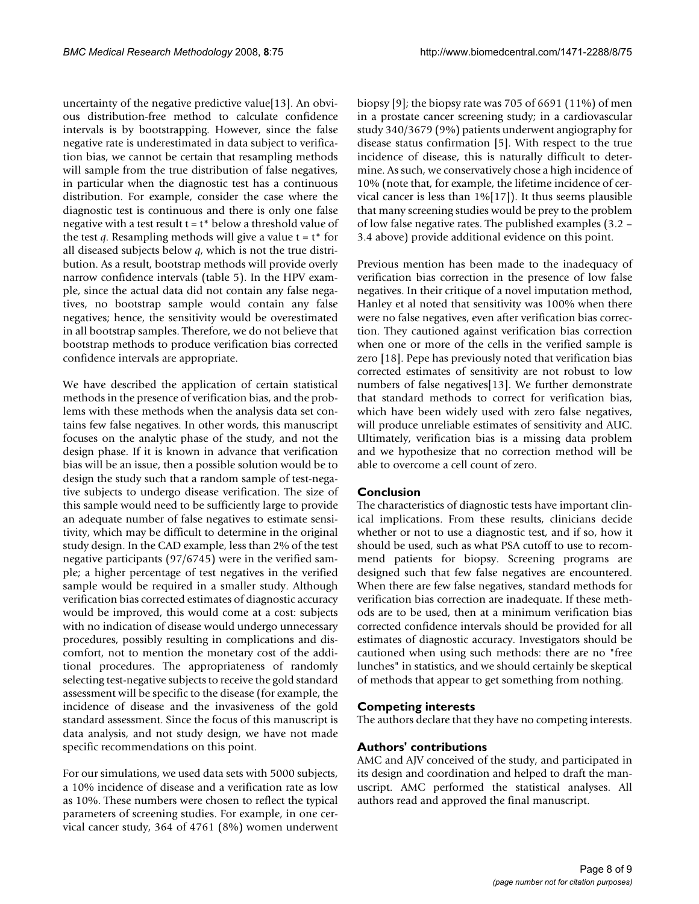uncertainty of the negative predictive value[13]. An obvious distribution-free method to calculate confidence intervals is by bootstrapping. However, since the false negative rate is underestimated in data subject to verification bias, we cannot be certain that resampling methods will sample from the true distribution of false negatives, in particular when the diagnostic test has a continuous distribution. For example, consider the case where the diagnostic test is continuous and there is only one false negative with a test result $t = t^*$ below a threshold value of the test $q$. Resampling methods will give a value $t = t^*$ for all diseased subjects below $q$, which is not the true distribution. As a result, bootstrap methods will provide overly narrow confidence intervals (table 5). In the HPV example, since the actual data did not contain any false negatives, no bootstrap sample would contain any false negatives; hence, the sensitivity would be overestimated in all bootstrap samples. Therefore, we do not believe that bootstrap methods to produce verification bias corrected confidence intervals are appropriate.

We have described the application of certain statistical methods in the presence of verification bias, and the problems with these methods when the analysis data set contains few false negatives. In other words, this manuscript focuses on the analytic phase of the study, and not the design phase. If it is known in advance that verification bias will be an issue, then a possible solution would be to design the study such that a random sample of test-negative subjects to undergo disease verification. The size of this sample would need to be sufficiently large to provide an adequate number of false negatives to estimate sensitivity, which may be difficult to determine in the original study design. In the CAD example, less than 2% of the test negative participants (97/6745) were in the verified sample; a higher percentage of test negatives in the verified sample would be required in a smaller study. Although verification bias corrected estimates of diagnostic accuracy would be improved, this would come at a cost: subjects with no indication of disease would undergo unnecessary procedures, possibly resulting in complications and discomfort, not to mention the monetary cost of the additional procedures. The appropriateness of randomly selecting test-negative subjects to receive the gold standard assessment will be specific to the disease (for example, the incidence of disease and the invasiveness of the gold standard assessment. Since the focus of this manuscript is data analysis, and not study design, we have not made specific recommendations on this point.

For our simulations, we used data sets with 5000 subjects, a 10% incidence of disease and a verification rate as low as 10%. These numbers were chosen to reflect the typical parameters of screening studies. For example, in one cervical cancer study, 364 of 4761 (8%) women underwent biopsy [9]; the biopsy rate was 705 of 6691 (11%) of men in a prostate cancer screening study; in a cardiovascular study 340/3679 (9%) patients underwent angiography for disease status confirmation [5]. With respect to the true incidence of disease, this is naturally difficult to determine. As such, we conservatively chose a high incidence of 10% (note that, for example, the lifetime incidence of cervical cancer is less than 1%[17]). It thus seems plausible that many screening studies would be prey to the problem of low false negative rates. The published examples (3.2 – 3.4 above) provide additional evidence on this point.

Previous mention has been made to the inadequacy of verification bias correction in the presence of low false negatives. In their critique of a novel imputation method, Hanley et al noted that sensitivity was 100% when there were no false negatives, even after verification bias correction. They cautioned against verification bias correction when one or more of the cells in the verified sample is zero [18]. Pepe has previously noted that verification bias corrected estimates of sensitivity are not robust to low numbers of false negatives[13]. We further demonstrate that standard methods to correct for verification bias, which have been widely used with zero false negatives, will produce unreliable estimates of sensitivity and AUC. Ultimately, verification bias is a missing data problem and we hypothesize that no correction method will be able to overcome a cell count of zero.

## Conclusion

The characteristics of diagnostic tests have important clinical implications. From these results, clinicians decide whether or not to use a diagnostic test, and if so, how it should be used, such as what PSA cutoff to use to recommend patients for biopsy. Screening programs are designed such that few false negatives are encountered. When there are few false negatives, standard methods for verification bias correction are inadequate. If these methods are to be used, then at a minimum verification bias corrected confidence intervals should be provided for all estimates of diagnostic accuracy. Investigators should be cautioned when using such methods: there are no "free lunches" in statistics, and we should certainly be skeptical of methods that appear to get something from nothing.

## Competing interests

The authors declare that they have no competing interests.

## Authors' contributions

AMC and AJV conceived of the study, and participated in its design and coordination and helped to draft the manuscript. AMC performed the statistical analyses. All authors read and approved the final manuscript.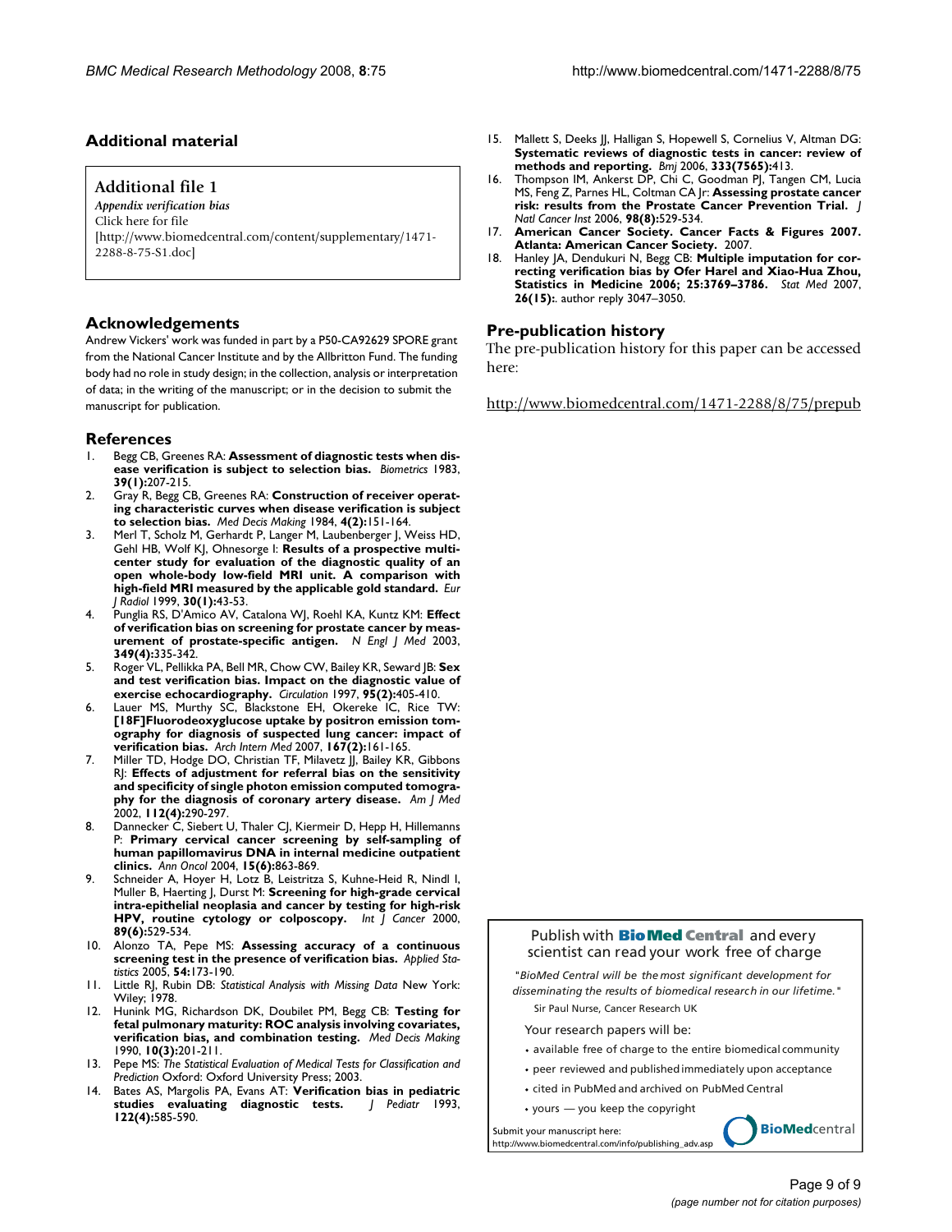## Additional material

### Additional file 1

*Appendix verification bias*
Click here for file
[http://www.biomedcentral.com/content/supplementary/1471-2288-8-75-S1.doc]

## Acknowledgements

Andrew Vickers' work was funded in part by a P50-CA92629 SPORE grant from the National Cancer Institute and by the Allbritton Fund. The funding body had no role in study design; in the collection, analysis or interpretation of data; in the writing of the manuscript; or in the decision to submit the manuscript for publication.

## References

1. Begg CB, Greenes RA: **Assessment of diagnostic tests when disease verification is subject to selection bias.** *Biometrics* 1983, **39(1):**207-215.
2. Gray R, Begg CB, Greenes RA: **Construction of receiver operating characteristic curves when disease verification is subject to selection bias.** *Med Decis Making* 1984, **4(2):**151-164.
3. Merl T, Scholz M, Gerhardt P, Langer M, Laubenberger J, Weiss HD, Gehl HB, Wolf KJ, Ohnesorge I: **Results of a prospective multicenter study for evaluation of the diagnostic quality of an open whole-body low-field MRI unit. A comparison with high-field MRI measured by the applicable gold standard.** *Eur J Radiol* 1999, **30(1):**43-53.
4. Punglia RS, D'Amico AV, Catalona WJ, Roehl KA, Kuntz KM: **Effect of verification bias on screening for prostate cancer by measurement of prostate-specific antigen.** *N Engl J Med* 2003, **349(4):**335-342.
5. Roger VL, Pellikka PA, Bell MR, Chow CW, Bailey KR, Seward JB: **Sex and test verification bias. Impact on the diagnostic value of exercise echocardiography.** *Circulation* 1997, **95(2):**405-410.
6. Lauer MS, Murthy SC, Blackstone EH, Okereke IC, Rice TW: **[18F]Fluorodeoxyglucose uptake by positron emission tomography for diagnosis of suspected lung cancer: impact of verification bias.** *Arch Intern Med* 2007, **167(2):**161-165.
7. Miller TD, Hodge DO, Christian TF, Milavetz JJ, Bailey KR, Gibbons RJ: **Effects of adjustment for referral bias on the sensitivity and specificity of single photon emission computed tomography for the diagnosis of coronary artery disease.** *Am J Med* 2002, **112(4):**290-297.
8. Dannecker C, Siebert U, Thaler CJ, Kiermeir D, Hepp H, Hillemanns P: **Primary cervical cancer screening by self-sampling of human papillomavirus DNA in internal medicine outpatient clinics.** *Ann Oncol* 2004, **15(6):**863-869.
9. Schneider A, Hoyer H, Lotz B, Leistritza S, Kuhne-Heid R, Nindl I, Muller B, Haerting J, Durst M: **Screening for high-grade cervical intra-epithelial neoplasia and cancer by testing for high-risk HPV, routine cytology or colposcopy.** *Int J Cancer* 2000, **89(6):**529-534.
10. Alonzo TA, Pepe MS: **Assessing accuracy of a continuous screening test in the presence of verification bias.** *Applied Statistics* 2005, **54:**173-190.
11. Little RJ, Rubin DB: *Statistical Analysis with Missing Data* New York: Wiley; 1978.
12. Hunink MG, Richardson DK, Doubilet PM, Begg CB: **Testing for fetal pulmonary maturity: ROC analysis involving covariates, verification bias, and combination testing.** *Med Decis Making* 1990, **10(3):**201-211.
13. Pepe MS: *The Statistical Evaluation of Medical Tests for Classification and Prediction* Oxford: Oxford University Press; 2003.
14. Bates AS, Margolis PA, Evans AT: **Verification bias in pediatric studies evaluating diagnostic tests.** *J Pediatr* 1993, **122(4):**585-590.
15. Mallett S, Deeks JJ, Halligan S, Hopewell S, Cornelius V, Altman DG: **Systematic reviews of diagnostic tests in cancer: review of methods and reporting.** *Bmj* 2006, **333(7565):**413.
16. Thompson IM, Ankerst DP, Chi C, Goodman PJ, Tangen CM, Lucia MS, Feng Z, Parnes HL, Coltman CA Jr: **Assessing prostate cancer risk: results from the Prostate Cancer Prevention Trial.** *J Natl Cancer Inst* 2006, **98(8):**529-534.
17. **American Cancer Society. Cancer Facts & Figures 2007. Atlanta: American Cancer Society.** 2007.
18. Hanley JA, Dendukuri N, Begg CB: **Multiple imputation for correcting verification bias by Ofer Harel and Xiao-Hua Zhou, Statistics in Medicine 2006; 25:3769–3786.** *Stat Med* 2007, **26(15):**. author reply 3047–3050.

## Pre-publication history

The pre-publication history for this paper can be accessed here:

http://www.biomedcentral.com/1471-2288/8/75/prepub

Publish with **BioMed Central** and every scientist can read your work free of charge

*"BioMed Central will be the most significant development for disseminating the results of biomedical research in our lifetime."*
Sir Paul Nurse, Cancer Research UK

Your research papers will be:

- available free of charge to the entire biomedical community
- peer reviewed and published immediately upon acceptance
- cited in PubMed and archived on PubMed Central
- yours — you keep the copyright

Submit your manuscript here:
http://www.biomedcentral.com/info/publishing_adv.asp

BioMedcentral